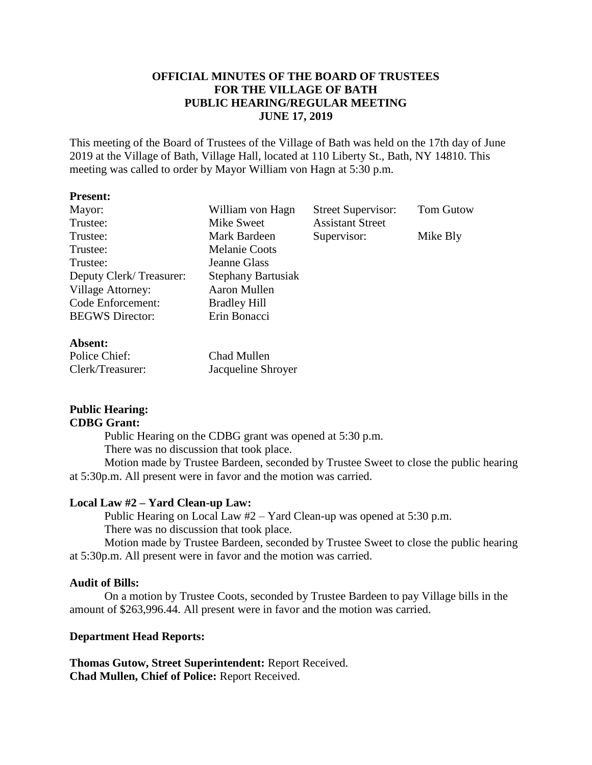**OFFICIAL MINUTES OF THE BOARD OF TRUSTEES**
**FOR THE VILLAGE OF BATH**
**PUBLIC HEARING/REGULAR MEETING**
**JUNE 17, 2019**

This meeting of the Board of Trustees of the Village of Bath was held on the 17th day of June 2019 at the Village of Bath, Village Hall, located at 110 Liberty St., Bath, NY 14810. This meeting was called to order by Mayor William von Hagn at 5:30 p.m.

**Present:**

| | | | |
|---|---|---|---|
| Mayor: | William von Hagn | Street Supervisor: | Tom Gutow |
| Trustee: | Mike Sweet | Assistant Street | |
| Trustee: | Mark Bardeen | Supervisor: | Mike Bly |
| Trustee: | Melanie Coots | | |
| Trustee: | Jeanne Glass | | |
| Deputy Clerk/ Treasurer: | Stephany Bartusiak | | |
| Village Attorney: | Aaron Mullen | | |
| Code Enforcement: | Bradley Hill | | |
| BEGWS Director: | Erin Bonacci | | |

**Absent:**

| | |
|---|---|
| Police Chief: | Chad Mullen |
| Clerk/Treasurer: | Jacqueline Shroyer |

**Public Hearing:**

**CDBG Grant:**

Public Hearing on the CDBG grant was opened at 5:30 p.m.

There was no discussion that took place.

Motion made by Trustee Bardeen, seconded by Trustee Sweet to close the public hearing at 5:30p.m. All present were in favor and the motion was carried.

**Local Law #2 – Yard Clean-up Law:**

Public Hearing on Local Law #2 – Yard Clean-up was opened at 5:30 p.m.

There was no discussion that took place.

Motion made by Trustee Bardeen, seconded by Trustee Sweet to close the public hearing at 5:30p.m. All present were in favor and the motion was carried.

**Audit of Bills:**

On a motion by Trustee Coots, seconded by Trustee Bardeen to pay Village bills in the amount of $263,996.44. All present were in favor and the motion was carried.

**Department Head Reports:**

**Thomas Gutow, Street Superintendent:** Report Received.
**Chad Mullen, Chief of Police:** Report Received.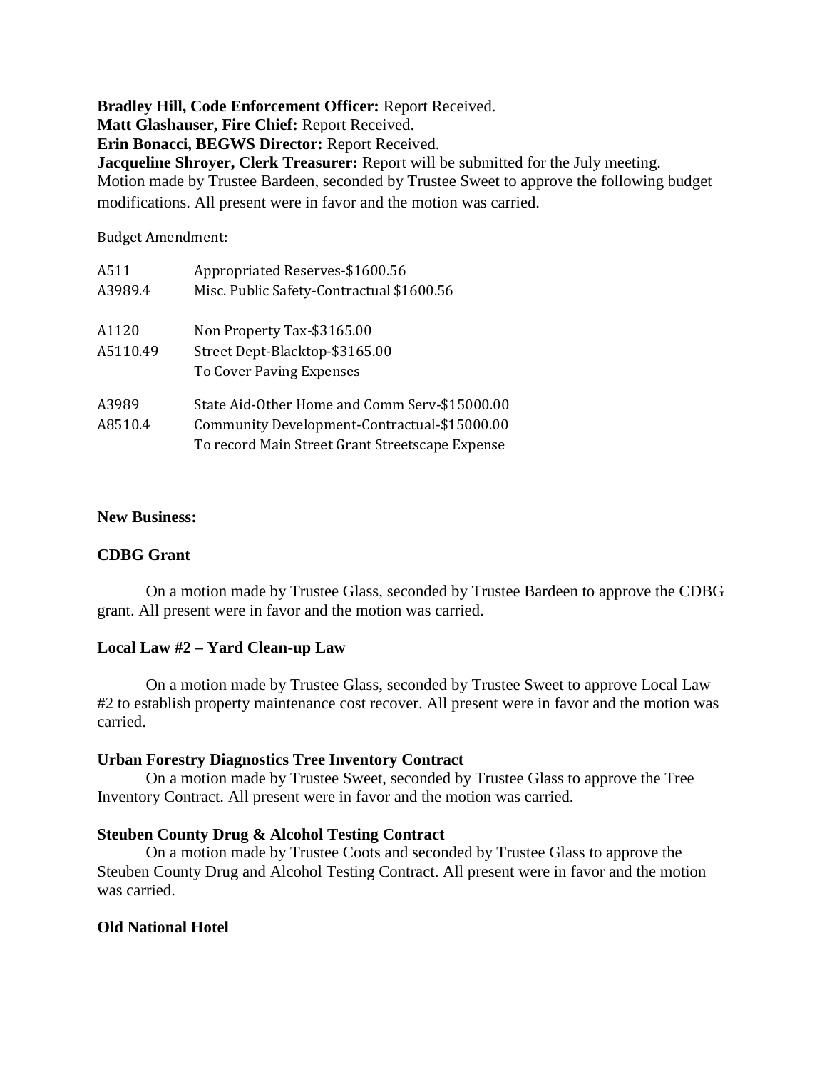**Bradley Hill, Code Enforcement Officer:** Report Received.
**Matt Glashauser, Fire Chief:** Report Received.
**Erin Bonacci, BEGWS Director:** Report Received.
**Jacqueline Shroyer, Clerk Treasurer:** Report will be submitted for the July meeting.
Motion made by Trustee Bardeen, seconded by Trustee Sweet to approve the following budget modifications. All present were in favor and the motion was carried.

Budget Amendment:

| | |
|---|---|
| A511 | Appropriated Reserves-$1600.56 |
| A3989.4 | Misc. Public Safety-Contractual $1600.56 |
| | |
| A1120 | Non Property Tax-$3165.00 |
| A5110.49 | Street Dept-Blacktop-$3165.00 |
| | To Cover Paving Expenses |
| | |
| A3989 | State Aid-Other Home and Comm Serv-$15000.00 |
| A8510.4 | Community Development-Contractual-$15000.00 |
| | To record Main Street Grant Streetscape Expense |

**New Business:**

**CDBG Grant**

On a motion made by Trustee Glass, seconded by Trustee Bardeen to approve the CDBG grant. All present were in favor and the motion was carried.

**Local Law #2 – Yard Clean-up Law**

On a motion made by Trustee Glass, seconded by Trustee Sweet to approve Local Law #2 to establish property maintenance cost recover. All present were in favor and the motion was carried.

**Urban Forestry Diagnostics Tree Inventory Contract**

On a motion made by Trustee Sweet, seconded by Trustee Glass to approve the Tree Inventory Contract. All present were in favor and the motion was carried.

**Steuben County Drug & Alcohol Testing Contract**

On a motion made by Trustee Coots and seconded by Trustee Glass to approve the Steuben County Drug and Alcohol Testing Contract. All present were in favor and the motion was carried.

**Old National Hotel**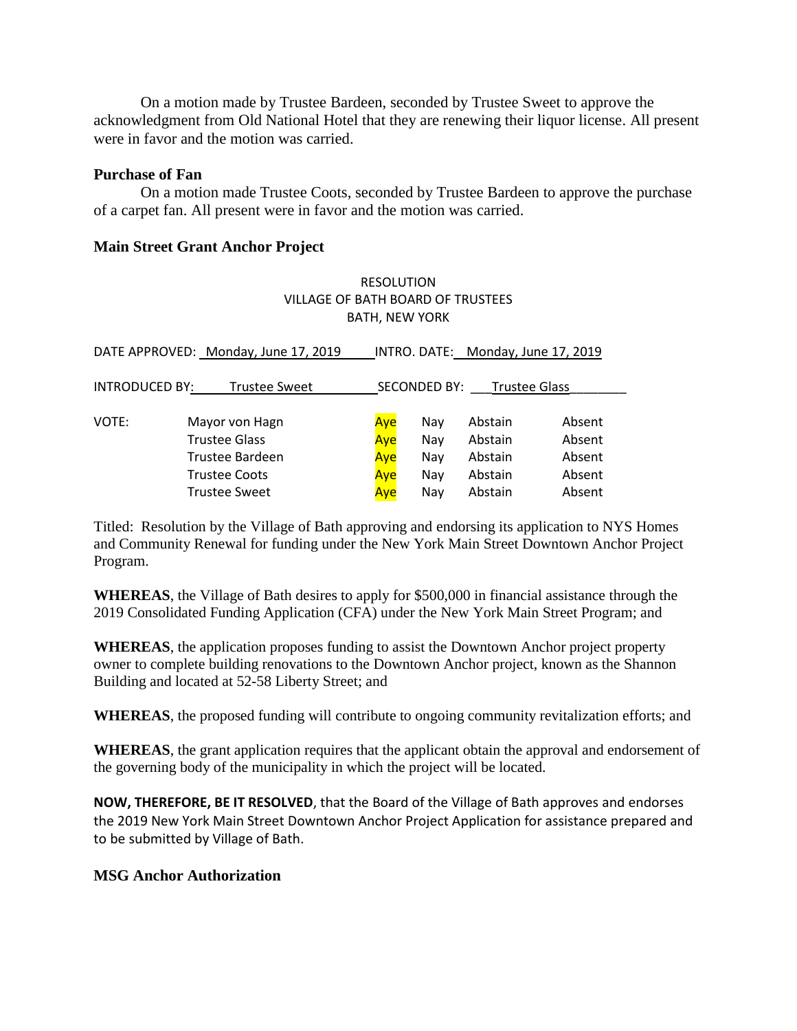On a motion made by Trustee Bardeen, seconded by Trustee Sweet to approve the acknowledgment from Old National Hotel that they are renewing their liquor license. All present were in favor and the motion was carried.

**Purchase of Fan**

On a motion made Trustee Coots, seconded by Trustee Bardeen to approve the purchase of a carpet fan. All present were in favor and the motion was carried.

**Main Street Grant Anchor Project**

RESOLUTION
VILLAGE OF BATH BOARD OF TRUSTEES
BATH, NEW YORK

DATE APPROVED: Monday, June 17, 2019 INTRO. DATE: Monday, June 17, 2019

INTRODUCED BY: Trustee Sweet SECONDED BY: Trustee Glass

| VOTE: | | | | | |
|---|---|---|---|---|---|
| | Mayor von Hagn | Aye | Nay | Abstain | Absent |
| | Trustee Glass | Aye | Nay | Abstain | Absent |
| | Trustee Bardeen | Aye | Nay | Abstain | Absent |
| | Trustee Coots | Aye | Nay | Abstain | Absent |
| | Trustee Sweet | Aye | Nay | Abstain | Absent |

Titled: Resolution by the Village of Bath approving and endorsing its application to NYS Homes and Community Renewal for funding under the New York Main Street Downtown Anchor Project Program.

**WHEREAS**, the Village of Bath desires to apply for $500,000 in financial assistance through the 2019 Consolidated Funding Application (CFA) under the New York Main Street Program; and

**WHEREAS**, the application proposes funding to assist the Downtown Anchor project property owner to complete building renovations to the Downtown Anchor project, known as the Shannon Building and located at 52-58 Liberty Street; and

**WHEREAS**, the proposed funding will contribute to ongoing community revitalization efforts; and

**WHEREAS**, the grant application requires that the applicant obtain the approval and endorsement of the governing body of the municipality in which the project will be located.

**NOW, THEREFORE, BE IT RESOLVED**, that the Board of the Village of Bath approves and endorses the 2019 New York Main Street Downtown Anchor Project Application for assistance prepared and to be submitted by Village of Bath.

**MSG Anchor Authorization**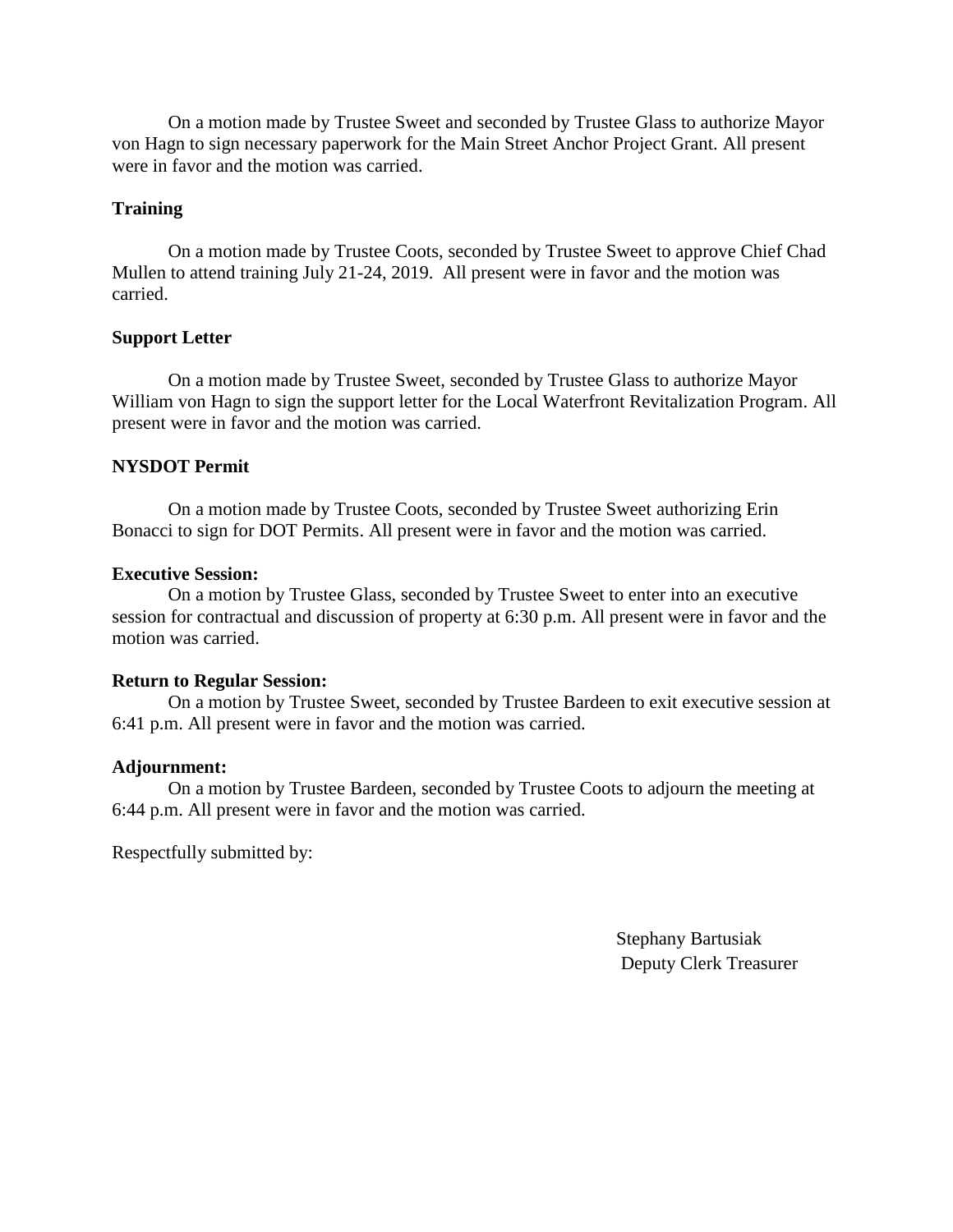On a motion made by Trustee Sweet and seconded by Trustee Glass to authorize Mayor von Hagn to sign necessary paperwork for the Main Street Anchor Project Grant. All present were in favor and the motion was carried.

**Training**

On a motion made by Trustee Coots, seconded by Trustee Sweet to approve Chief Chad Mullen to attend training July 21-24, 2019. All present were in favor and the motion was carried.

**Support Letter**

On a motion made by Trustee Sweet, seconded by Trustee Glass to authorize Mayor William von Hagn to sign the support letter for the Local Waterfront Revitalization Program. All present were in favor and the motion was carried.

**NYSDOT Permit**

On a motion made by Trustee Coots, seconded by Trustee Sweet authorizing Erin Bonacci to sign for DOT Permits. All present were in favor and the motion was carried.

**Executive Session:**

On a motion by Trustee Glass, seconded by Trustee Sweet to enter into an executive session for contractual and discussion of property at 6:30 p.m. All present were in favor and the motion was carried.

**Return to Regular Session:**

On a motion by Trustee Sweet, seconded by Trustee Bardeen to exit executive session at 6:41 p.m. All present were in favor and the motion was carried.

**Adjournment:**

On a motion by Trustee Bardeen, seconded by Trustee Coots to adjourn the meeting at 6:44 p.m. All present were in favor and the motion was carried.

Respectfully submitted by:

Stephany Bartusiak
Deputy Clerk Treasurer